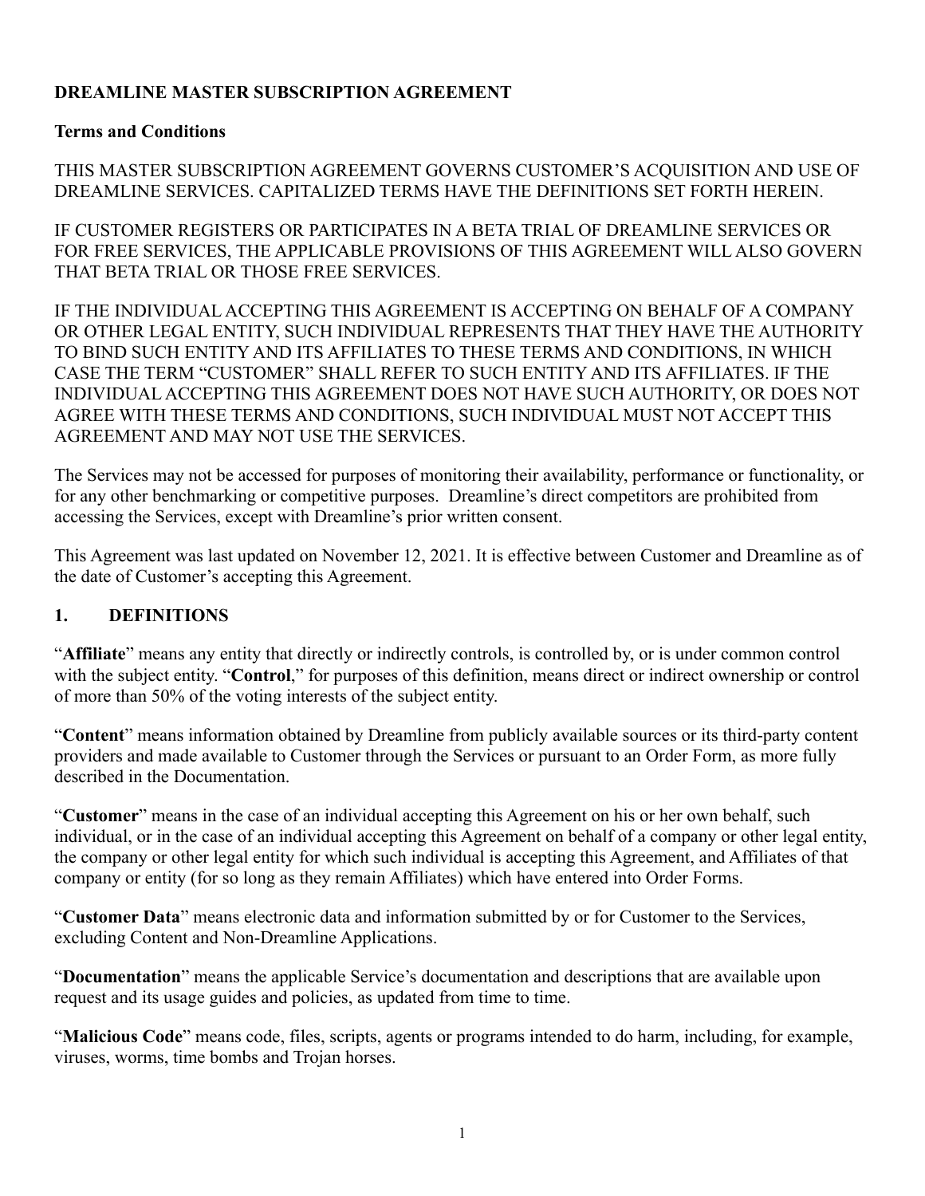# DREAMLINE MASTER SUBSCRIPTION AGREEMENT

## Terms and Conditions

THIS MASTER SUBSCRIPTION AGREEMENT GOVERNS CUSTOMER'S ACQUISITION AND USE OF DREAMLINE SERVICES. CAPITALIZED TERMS HAVE THE DEFINITIONS SET FORTH HEREIN.

IF CUSTOMER REGISTERS OR PARTICIPATES IN A BETA TRIAL OF DREAMLINE SERVICES OR FOR FREE SERVICES, THE APPLICABLE PROVISIONS OF THIS AGREEMENT WILL ALSO GOVERN THAT BETA TRIAL OR THOSE FREE SERVICES.

IF THE INDIVIDUAL ACCEPTING THIS AGREEMENT IS ACCEPTING ON BEHALF OF A COMPANY OR OTHER LEGAL ENTITY, SUCH INDIVIDUAL REPRESENTS THAT THEY HAVE THE AUTHORITY TO BIND SUCH ENTITY AND ITS AFFILIATES TO THESE TERMS AND CONDITIONS, IN WHICH CASE THE TERM "CUSTOMER" SHALL REFER TO SUCH ENTITY AND ITS AFFILIATES. IF THE INDIVIDUAL ACCEPTING THIS AGREEMENT DOES NOT HAVE SUCH AUTHORITY, OR DOES NOT AGREE WITH THESE TERMS AND CONDITIONS, SUCH INDIVIDUAL MUST NOT ACCEPT THIS AGREEMENT AND MAY NOT USE THE SERVICES.

The Services may not be accessed for purposes of monitoring their availability, performance or functionality, or for any other benchmarking or competitive purposes. Dreamline's direct competitors are prohibited from accessing the Services, except with Dreamline's prior written consent.

This Agreement was last updated on November 12, 2021. It is effective between Customer and Dreamline as of the date of Customer's accepting this Agreement.

## 1. DEFINITIONS

"**Affiliate**" means any entity that directly or indirectly controls, is controlled by, or is under common control with the subject entity. "**Control**," for purposes of this definition, means direct or indirect ownership or control of more than 50% of the voting interests of the subject entity.

"**Content**" means information obtained by Dreamline from publicly available sources or its third-party content providers and made available to Customer through the Services or pursuant to an Order Form, as more fully described in the Documentation.

"**Customer**" means in the case of an individual accepting this Agreement on his or her own behalf, such individual, or in the case of an individual accepting this Agreement on behalf of a company or other legal entity, the company or other legal entity for which such individual is accepting this Agreement, and Affiliates of that company or entity (for so long as they remain Affiliates) which have entered into Order Forms.

"**Customer Data**" means electronic data and information submitted by or for Customer to the Services, excluding Content and Non-Dreamline Applications.

"**Documentation**" means the applicable Service's documentation and descriptions that are available upon request and its usage guides and policies, as updated from time to time.

"**Malicious Code**" means code, files, scripts, agents or programs intended to do harm, including, for example, viruses, worms, time bombs and Trojan horses.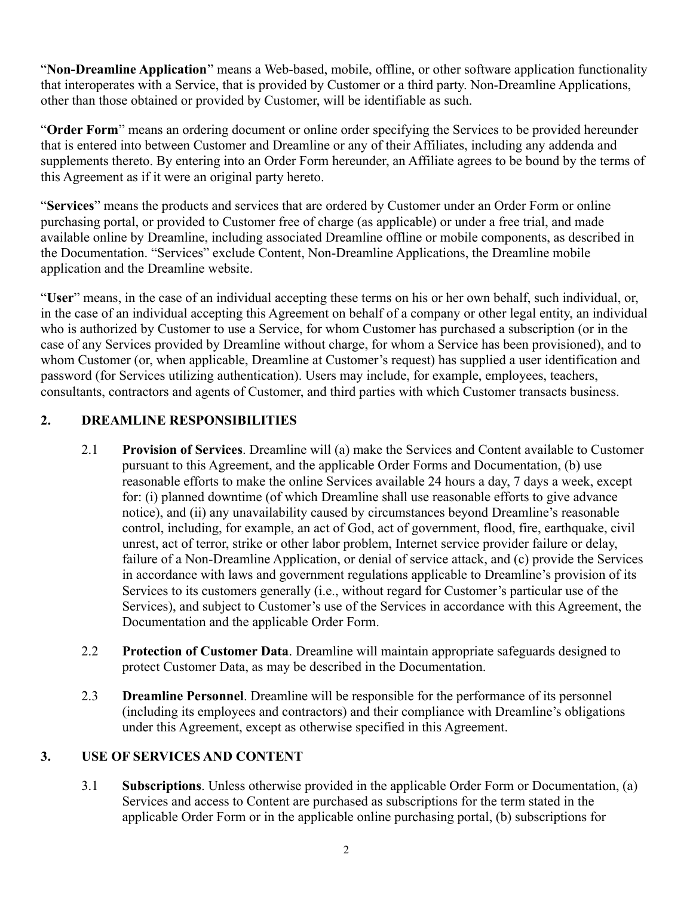"**Non-Dreamline Application**" means a Web-based, mobile, offline, or other software application functionality that interoperates with a Service, that is provided by Customer or a third party. Non-Dreamline Applications, other than those obtained or provided by Customer, will be identifiable as such.

"**Order Form**" means an ordering document or online order specifying the Services to be provided hereunder that is entered into between Customer and Dreamline or any of their Affiliates, including any addenda and supplements thereto. By entering into an Order Form hereunder, an Affiliate agrees to be bound by the terms of this Agreement as if it were an original party hereto.

"**Services**" means the products and services that are ordered by Customer under an Order Form or online purchasing portal, or provided to Customer free of charge (as applicable) or under a free trial, and made available online by Dreamline, including associated Dreamline offline or mobile components, as described in the Documentation. "Services" exclude Content, Non-Dreamline Applications, the Dreamline mobile application and the Dreamline website.

"**User**" means, in the case of an individual accepting these terms on his or her own behalf, such individual, or, in the case of an individual accepting this Agreement on behalf of a company or other legal entity, an individual who is authorized by Customer to use a Service, for whom Customer has purchased a subscription (or in the case of any Services provided by Dreamline without charge, for whom a Service has been provisioned), and to whom Customer (or, when applicable, Dreamline at Customer's request) has supplied a user identification and password (for Services utilizing authentication). Users may include, for example, employees, teachers, consultants, contractors and agents of Customer, and third parties with which Customer transacts business.

## 2. DREAMLINE RESPONSIBILITIES

2.1 **Provision of Services**. Dreamline will (a) make the Services and Content available to Customer pursuant to this Agreement, and the applicable Order Forms and Documentation, (b) use reasonable efforts to make the online Services available 24 hours a day, 7 days a week, except for: (i) planned downtime (of which Dreamline shall use reasonable efforts to give advance notice), and (ii) any unavailability caused by circumstances beyond Dreamline's reasonable control, including, for example, an act of God, act of government, flood, fire, earthquake, civil unrest, act of terror, strike or other labor problem, Internet service provider failure or delay, failure of a Non-Dreamline Application, or denial of service attack, and (c) provide the Services in accordance with laws and government regulations applicable to Dreamline's provision of its Services to its customers generally (i.e., without regard for Customer's particular use of the Services), and subject to Customer's use of the Services in accordance with this Agreement, the Documentation and the applicable Order Form.

2.2 **Protection of Customer Data**. Dreamline will maintain appropriate safeguards designed to protect Customer Data, as may be described in the Documentation.

2.3 **Dreamline Personnel**. Dreamline will be responsible for the performance of its personnel (including its employees and contractors) and their compliance with Dreamline's obligations under this Agreement, except as otherwise specified in this Agreement.

## 3. USE OF SERVICES AND CONTENT

3.1 **Subscriptions**. Unless otherwise provided in the applicable Order Form or Documentation, (a) Services and access to Content are purchased as subscriptions for the term stated in the applicable Order Form or in the applicable online purchasing portal, (b) subscriptions for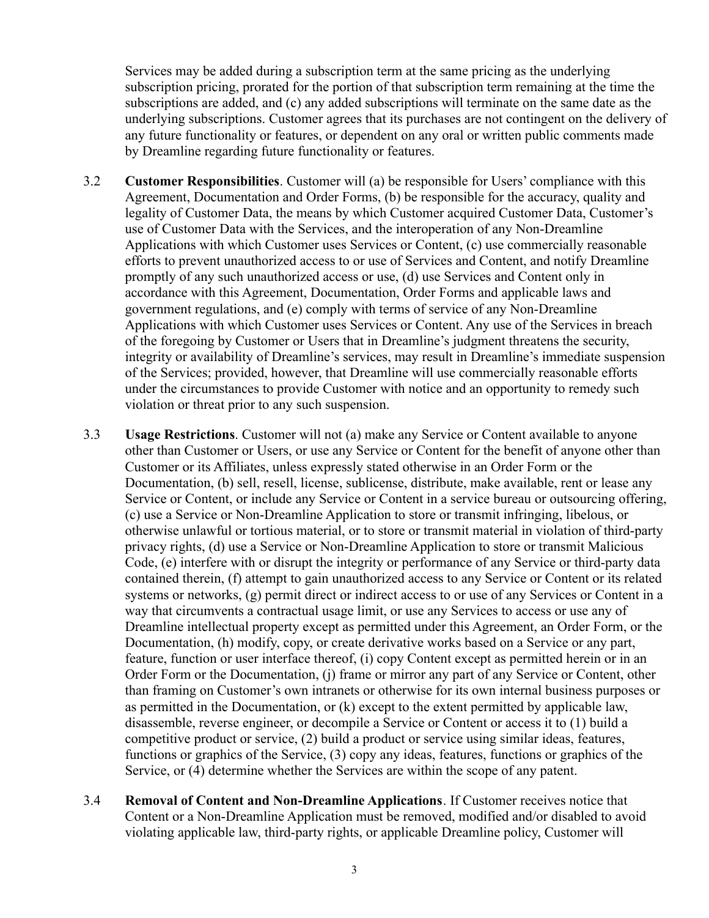Services may be added during a subscription term at the same pricing as the underlying subscription pricing, prorated for the portion of that subscription term remaining at the time the subscriptions are added, and (c) any added subscriptions will terminate on the same date as the underlying subscriptions. Customer agrees that its purchases are not contingent on the delivery of any future functionality or features, or dependent on any oral or written public comments made by Dreamline regarding future functionality or features.

3.2 **Customer Responsibilities**. Customer will (a) be responsible for Users' compliance with this Agreement, Documentation and Order Forms, (b) be responsible for the accuracy, quality and legality of Customer Data, the means by which Customer acquired Customer Data, Customer's use of Customer Data with the Services, and the interoperation of any Non-Dreamline Applications with which Customer uses Services or Content, (c) use commercially reasonable efforts to prevent unauthorized access to or use of Services and Content, and notify Dreamline promptly of any such unauthorized access or use, (d) use Services and Content only in accordance with this Agreement, Documentation, Order Forms and applicable laws and government regulations, and (e) comply with terms of service of any Non-Dreamline Applications with which Customer uses Services or Content. Any use of the Services in breach of the foregoing by Customer or Users that in Dreamline's judgment threatens the security, integrity or availability of Dreamline's services, may result in Dreamline's immediate suspension of the Services; provided, however, that Dreamline will use commercially reasonable efforts under the circumstances to provide Customer with notice and an opportunity to remedy such violation or threat prior to any such suspension.

3.3 **Usage Restrictions**. Customer will not (a) make any Service or Content available to anyone other than Customer or Users, or use any Service or Content for the benefit of anyone other than Customer or its Affiliates, unless expressly stated otherwise in an Order Form or the Documentation, (b) sell, resell, license, sublicense, distribute, make available, rent or lease any Service or Content, or include any Service or Content in a service bureau or outsourcing offering, (c) use a Service or Non-Dreamline Application to store or transmit infringing, libelous, or otherwise unlawful or tortious material, or to store or transmit material in violation of third-party privacy rights, (d) use a Service or Non-Dreamline Application to store or transmit Malicious Code, (e) interfere with or disrupt the integrity or performance of any Service or third-party data contained therein, (f) attempt to gain unauthorized access to any Service or Content or its related systems or networks, (g) permit direct or indirect access to or use of any Services or Content in a way that circumvents a contractual usage limit, or use any Services to access or use any of Dreamline intellectual property except as permitted under this Agreement, an Order Form, or the Documentation, (h) modify, copy, or create derivative works based on a Service or any part, feature, function or user interface thereof, (i) copy Content except as permitted herein or in an Order Form or the Documentation, (j) frame or mirror any part of any Service or Content, other than framing on Customer's own intranets or otherwise for its own internal business purposes or as permitted in the Documentation, or (k) except to the extent permitted by applicable law, disassemble, reverse engineer, or decompile a Service or Content or access it to (1) build a competitive product or service, (2) build a product or service using similar ideas, features, functions or graphics of the Service, (3) copy any ideas, features, functions or graphics of the Service, or (4) determine whether the Services are within the scope of any patent.

3.4 **Removal of Content and Non-Dreamline Applications**. If Customer receives notice that Content or a Non-Dreamline Application must be removed, modified and/or disabled to avoid violating applicable law, third-party rights, or applicable Dreamline policy, Customer will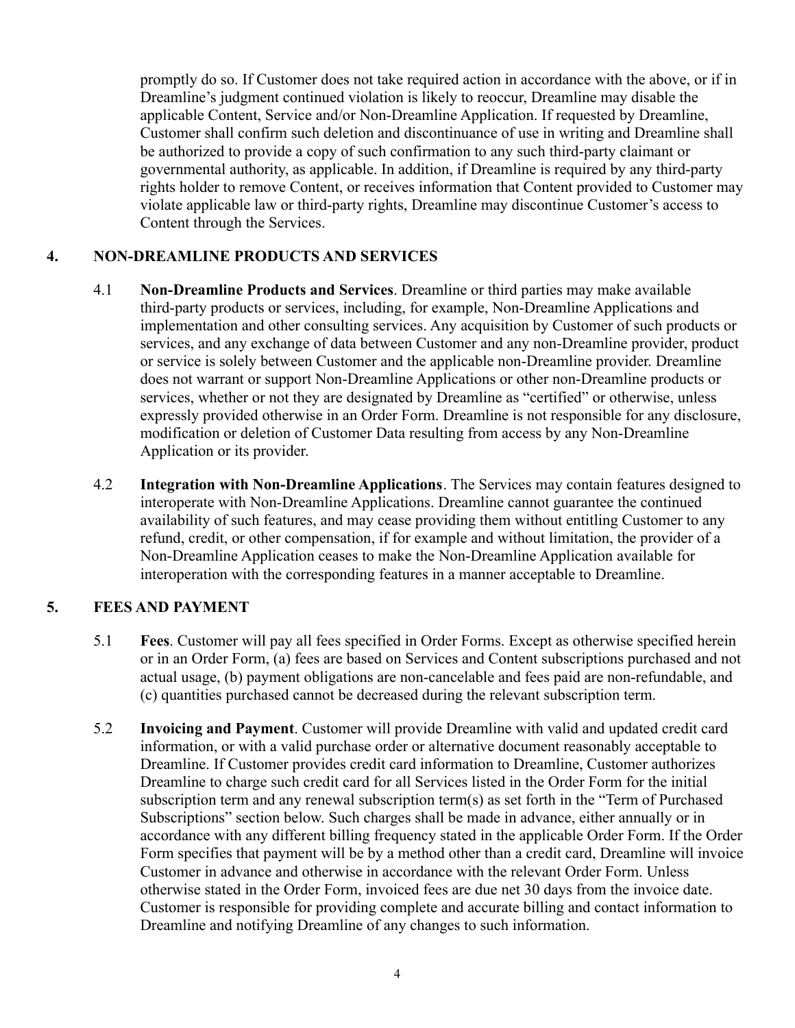promptly do so. If Customer does not take required action in accordance with the above, or if in Dreamline's judgment continued violation is likely to reoccur, Dreamline may disable the applicable Content, Service and/or Non-Dreamline Application. If requested by Dreamline, Customer shall confirm such deletion and discontinuance of use in writing and Dreamline shall be authorized to provide a copy of such confirmation to any such third-party claimant or governmental authority, as applicable. In addition, if Dreamline is required by any third-party rights holder to remove Content, or receives information that Content provided to Customer may violate applicable law or third-party rights, Dreamline may discontinue Customer's access to Content through the Services.

## 4. NON-DREAMLINE PRODUCTS AND SERVICES

4.1 **Non-Dreamline Products and Services**. Dreamline or third parties may make available third-party products or services, including, for example, Non-Dreamline Applications and implementation and other consulting services. Any acquisition by Customer of such products or services, and any exchange of data between Customer and any non-Dreamline provider, product or service is solely between Customer and the applicable non-Dreamline provider. Dreamline does not warrant or support Non-Dreamline Applications or other non-Dreamline products or services, whether or not they are designated by Dreamline as "certified" or otherwise, unless expressly provided otherwise in an Order Form. Dreamline is not responsible for any disclosure, modification or deletion of Customer Data resulting from access by any Non-Dreamline Application or its provider.

4.2 **Integration with Non-Dreamline Applications**. The Services may contain features designed to interoperate with Non-Dreamline Applications. Dreamline cannot guarantee the continued availability of such features, and may cease providing them without entitling Customer to any refund, credit, or other compensation, if for example and without limitation, the provider of a Non-Dreamline Application ceases to make the Non-Dreamline Application available for interoperation with the corresponding features in a manner acceptable to Dreamline.

## 5. FEES AND PAYMENT

5.1 **Fees**. Customer will pay all fees specified in Order Forms. Except as otherwise specified herein or in an Order Form, (a) fees are based on Services and Content subscriptions purchased and not actual usage, (b) payment obligations are non-cancelable and fees paid are non-refundable, and (c) quantities purchased cannot be decreased during the relevant subscription term.

5.2 **Invoicing and Payment**. Customer will provide Dreamline with valid and updated credit card information, or with a valid purchase order or alternative document reasonably acceptable to Dreamline. If Customer provides credit card information to Dreamline, Customer authorizes Dreamline to charge such credit card for all Services listed in the Order Form for the initial subscription term and any renewal subscription term(s) as set forth in the "Term of Purchased Subscriptions" section below. Such charges shall be made in advance, either annually or in accordance with any different billing frequency stated in the applicable Order Form. If the Order Form specifies that payment will be by a method other than a credit card, Dreamline will invoice Customer in advance and otherwise in accordance with the relevant Order Form. Unless otherwise stated in the Order Form, invoiced fees are due net 30 days from the invoice date. Customer is responsible for providing complete and accurate billing and contact information to Dreamline and notifying Dreamline of any changes to such information.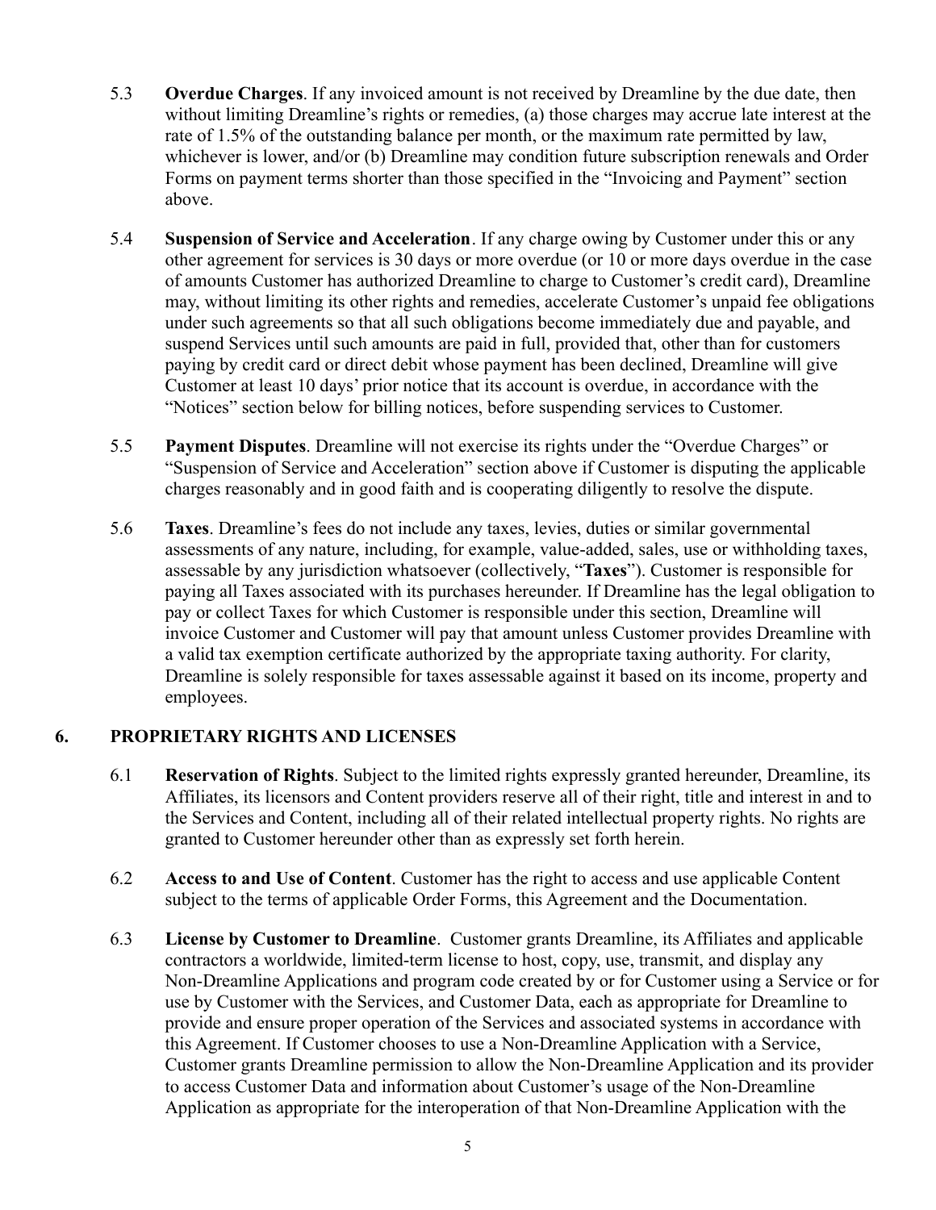5.3 **Overdue Charges**. If any invoiced amount is not received by Dreamline by the due date, then without limiting Dreamline's rights or remedies, (a) those charges may accrue late interest at the rate of 1.5% of the outstanding balance per month, or the maximum rate permitted by law, whichever is lower, and/or (b) Dreamline may condition future subscription renewals and Order Forms on payment terms shorter than those specified in the "Invoicing and Payment" section above.

5.4 **Suspension of Service and Acceleration**. If any charge owing by Customer under this or any other agreement for services is 30 days or more overdue (or 10 or more days overdue in the case of amounts Customer has authorized Dreamline to charge to Customer's credit card), Dreamline may, without limiting its other rights and remedies, accelerate Customer's unpaid fee obligations under such agreements so that all such obligations become immediately due and payable, and suspend Services until such amounts are paid in full, provided that, other than for customers paying by credit card or direct debit whose payment has been declined, Dreamline will give Customer at least 10 days' prior notice that its account is overdue, in accordance with the "Notices" section below for billing notices, before suspending services to Customer.

5.5 **Payment Disputes**. Dreamline will not exercise its rights under the "Overdue Charges" or "Suspension of Service and Acceleration" section above if Customer is disputing the applicable charges reasonably and in good faith and is cooperating diligently to resolve the dispute.

5.6 **Taxes**. Dreamline's fees do not include any taxes, levies, duties or similar governmental assessments of any nature, including, for example, value-added, sales, use or withholding taxes, assessable by any jurisdiction whatsoever (collectively, "**Taxes**"). Customer is responsible for paying all Taxes associated with its purchases hereunder. If Dreamline has the legal obligation to pay or collect Taxes for which Customer is responsible under this section, Dreamline will invoice Customer and Customer will pay that amount unless Customer provides Dreamline with a valid tax exemption certificate authorized by the appropriate taxing authority. For clarity, Dreamline is solely responsible for taxes assessable against it based on its income, property and employees.

## 6. PROPRIETARY RIGHTS AND LICENSES

6.1 **Reservation of Rights**. Subject to the limited rights expressly granted hereunder, Dreamline, its Affiliates, its licensors and Content providers reserve all of their right, title and interest in and to the Services and Content, including all of their related intellectual property rights. No rights are granted to Customer hereunder other than as expressly set forth herein.

6.2 **Access to and Use of Content**. Customer has the right to access and use applicable Content subject to the terms of applicable Order Forms, this Agreement and the Documentation.

6.3 **License by Customer to Dreamline**. Customer grants Dreamline, its Affiliates and applicable contractors a worldwide, limited-term license to host, copy, use, transmit, and display any Non-Dreamline Applications and program code created by or for Customer using a Service or for use by Customer with the Services, and Customer Data, each as appropriate for Dreamline to provide and ensure proper operation of the Services and associated systems in accordance with this Agreement. If Customer chooses to use a Non-Dreamline Application with a Service, Customer grants Dreamline permission to allow the Non-Dreamline Application and its provider to access Customer Data and information about Customer's usage of the Non-Dreamline Application as appropriate for the interoperation of that Non-Dreamline Application with the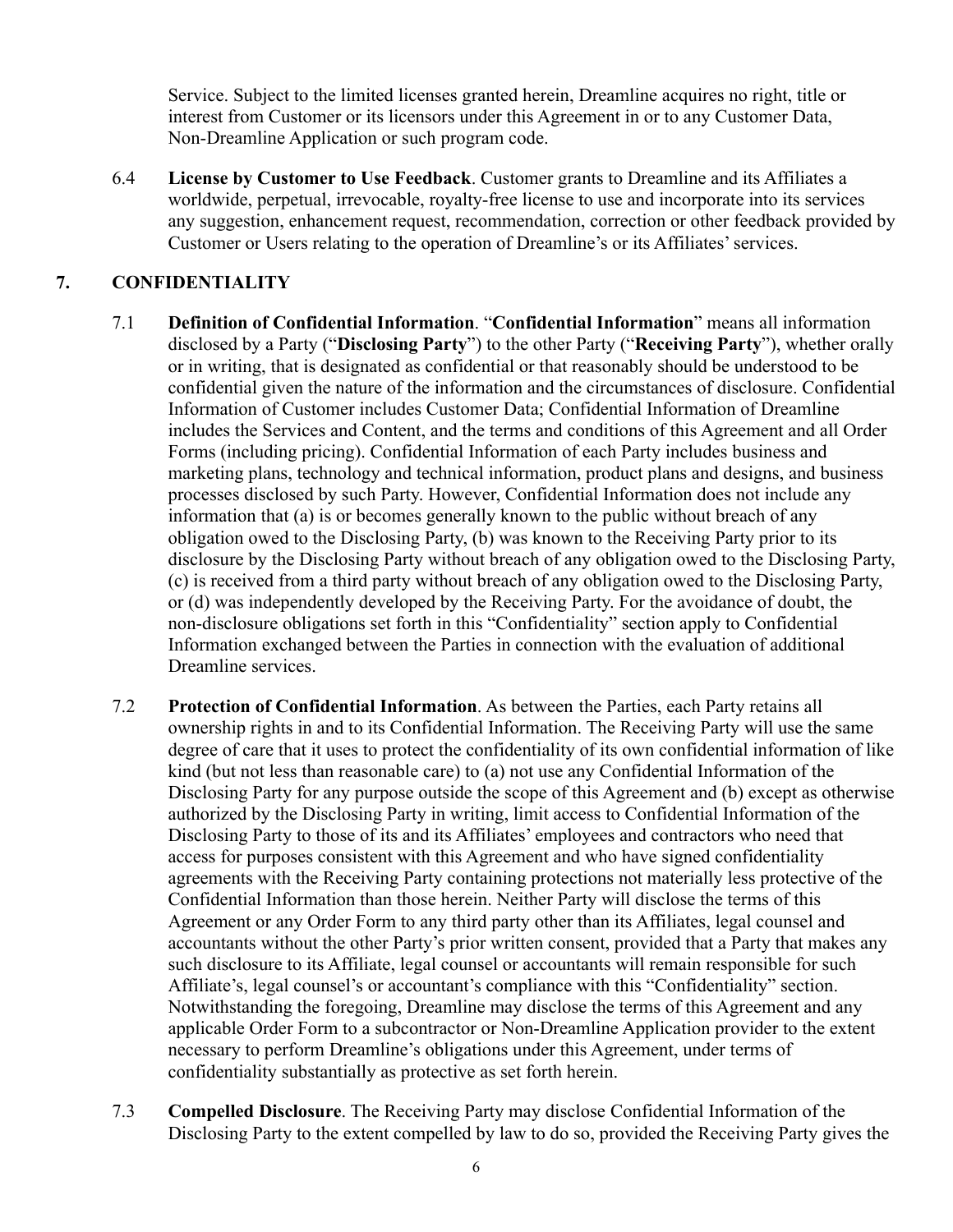Service. Subject to the limited licenses granted herein, Dreamline acquires no right, title or interest from Customer or its licensors under this Agreement in or to any Customer Data, Non-Dreamline Application or such program code.

6.4 **License by Customer to Use Feedback**. Customer grants to Dreamline and its Affiliates a worldwide, perpetual, irrevocable, royalty-free license to use and incorporate into its services any suggestion, enhancement request, recommendation, correction or other feedback provided by Customer or Users relating to the operation of Dreamline's or its Affiliates' services.

## 7. CONFIDENTIALITY

7.1 **Definition of Confidential Information**. "**Confidential Information**" means all information disclosed by a Party ("**Disclosing Party**") to the other Party ("**Receiving Party**"), whether orally or in writing, that is designated as confidential or that reasonably should be understood to be confidential given the nature of the information and the circumstances of disclosure. Confidential Information of Customer includes Customer Data; Confidential Information of Dreamline includes the Services and Content, and the terms and conditions of this Agreement and all Order Forms (including pricing). Confidential Information of each Party includes business and marketing plans, technology and technical information, product plans and designs, and business processes disclosed by such Party. However, Confidential Information does not include any information that (a) is or becomes generally known to the public without breach of any obligation owed to the Disclosing Party, (b) was known to the Receiving Party prior to its disclosure by the Disclosing Party without breach of any obligation owed to the Disclosing Party, (c) is received from a third party without breach of any obligation owed to the Disclosing Party, or (d) was independently developed by the Receiving Party. For the avoidance of doubt, the non-disclosure obligations set forth in this "Confidentiality" section apply to Confidential Information exchanged between the Parties in connection with the evaluation of additional Dreamline services.

7.2 **Protection of Confidential Information**. As between the Parties, each Party retains all ownership rights in and to its Confidential Information. The Receiving Party will use the same degree of care that it uses to protect the confidentiality of its own confidential information of like kind (but not less than reasonable care) to (a) not use any Confidential Information of the Disclosing Party for any purpose outside the scope of this Agreement and (b) except as otherwise authorized by the Disclosing Party in writing, limit access to Confidential Information of the Disclosing Party to those of its and its Affiliates' employees and contractors who need that access for purposes consistent with this Agreement and who have signed confidentiality agreements with the Receiving Party containing protections not materially less protective of the Confidential Information than those herein. Neither Party will disclose the terms of this Agreement or any Order Form to any third party other than its Affiliates, legal counsel and accountants without the other Party's prior written consent, provided that a Party that makes any such disclosure to its Affiliate, legal counsel or accountants will remain responsible for such Affiliate's, legal counsel's or accountant's compliance with this "Confidentiality" section. Notwithstanding the foregoing, Dreamline may disclose the terms of this Agreement and any applicable Order Form to a subcontractor or Non-Dreamline Application provider to the extent necessary to perform Dreamline's obligations under this Agreement, under terms of confidentiality substantially as protective as set forth herein.

7.3 **Compelled Disclosure**. The Receiving Party may disclose Confidential Information of the Disclosing Party to the extent compelled by law to do so, provided the Receiving Party gives the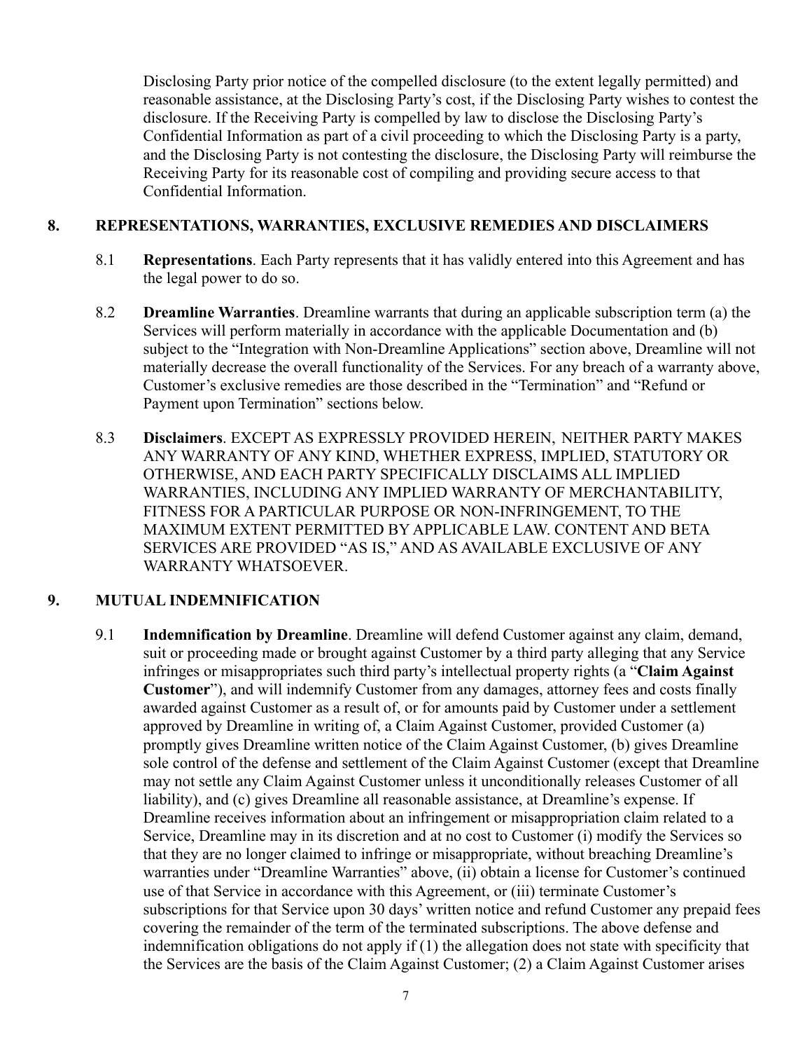Disclosing Party prior notice of the compelled disclosure (to the extent legally permitted) and reasonable assistance, at the Disclosing Party's cost, if the Disclosing Party wishes to contest the disclosure. If the Receiving Party is compelled by law to disclose the Disclosing Party's Confidential Information as part of a civil proceeding to which the Disclosing Party is a party, and the Disclosing Party is not contesting the disclosure, the Disclosing Party will reimburse the Receiving Party for its reasonable cost of compiling and providing secure access to that Confidential Information.

## 8. REPRESENTATIONS, WARRANTIES, EXCLUSIVE REMEDIES AND DISCLAIMERS

8.1 **Representations**. Each Party represents that it has validly entered into this Agreement and has the legal power to do so.

8.2 **Dreamline Warranties**. Dreamline warrants that during an applicable subscription term (a) the Services will perform materially in accordance with the applicable Documentation and (b) subject to the "Integration with Non-Dreamline Applications" section above, Dreamline will not materially decrease the overall functionality of the Services. For any breach of a warranty above, Customer's exclusive remedies are those described in the "Termination" and "Refund or Payment upon Termination" sections below.

8.3 **Disclaimers**. EXCEPT AS EXPRESSLY PROVIDED HEREIN, NEITHER PARTY MAKES ANY WARRANTY OF ANY KIND, WHETHER EXPRESS, IMPLIED, STATUTORY OR OTHERWISE, AND EACH PARTY SPECIFICALLY DISCLAIMS ALL IMPLIED WARRANTIES, INCLUDING ANY IMPLIED WARRANTY OF MERCHANTABILITY, FITNESS FOR A PARTICULAR PURPOSE OR NON-INFRINGEMENT, TO THE MAXIMUM EXTENT PERMITTED BY APPLICABLE LAW. CONTENT AND BETA SERVICES ARE PROVIDED "AS IS," AND AS AVAILABLE EXCLUSIVE OF ANY WARRANTY WHATSOEVER.

## 9. MUTUAL INDEMNIFICATION

9.1 **Indemnification by Dreamline**. Dreamline will defend Customer against any claim, demand, suit or proceeding made or brought against Customer by a third party alleging that any Service infringes or misappropriates such third party's intellectual property rights (a "**Claim Against Customer**"), and will indemnify Customer from any damages, attorney fees and costs finally awarded against Customer as a result of, or for amounts paid by Customer under a settlement approved by Dreamline in writing of, a Claim Against Customer, provided Customer (a) promptly gives Dreamline written notice of the Claim Against Customer, (b) gives Dreamline sole control of the defense and settlement of the Claim Against Customer (except that Dreamline may not settle any Claim Against Customer unless it unconditionally releases Customer of all liability), and (c) gives Dreamline all reasonable assistance, at Dreamline's expense. If Dreamline receives information about an infringement or misappropriation claim related to a Service, Dreamline may in its discretion and at no cost to Customer (i) modify the Services so that they are no longer claimed to infringe or misappropriate, without breaching Dreamline's warranties under "Dreamline Warranties" above, (ii) obtain a license for Customer's continued use of that Service in accordance with this Agreement, or (iii) terminate Customer's subscriptions for that Service upon 30 days' written notice and refund Customer any prepaid fees covering the remainder of the term of the terminated subscriptions. The above defense and indemnification obligations do not apply if (1) the allegation does not state with specificity that the Services are the basis of the Claim Against Customer; (2) a Claim Against Customer arises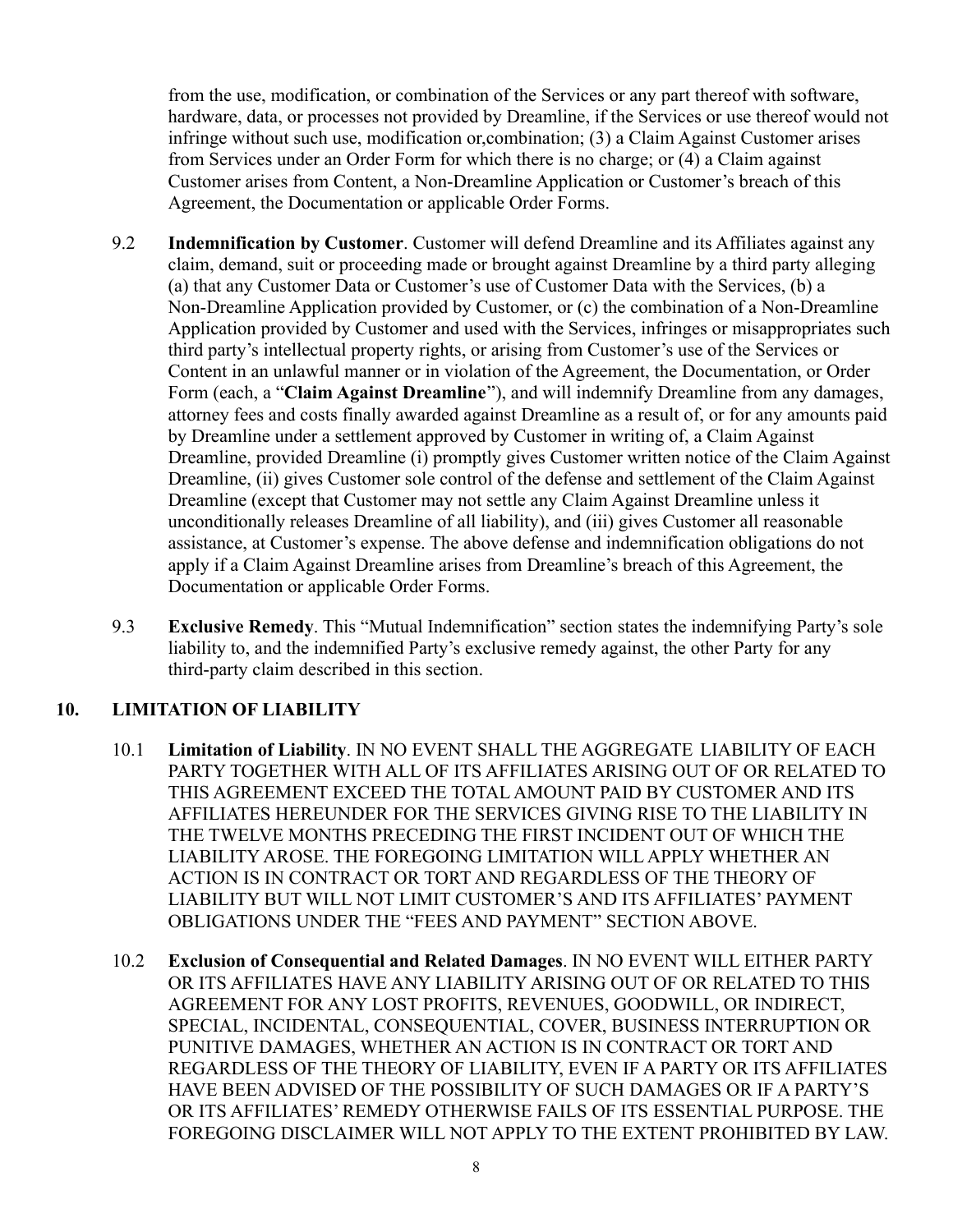from the use, modification, or combination of the Services or any part thereof with software, hardware, data, or processes not provided by Dreamline, if the Services or use thereof would not infringe without such use, modification or,combination; (3) a Claim Against Customer arises from Services under an Order Form for which there is no charge; or (4) a Claim against Customer arises from Content, a Non-Dreamline Application or Customer's breach of this Agreement, the Documentation or applicable Order Forms.

9.2 **Indemnification by Customer**. Customer will defend Dreamline and its Affiliates against any claim, demand, suit or proceeding made or brought against Dreamline by a third party alleging (a) that any Customer Data or Customer's use of Customer Data with the Services, (b) a Non-Dreamline Application provided by Customer, or (c) the combination of a Non-Dreamline Application provided by Customer and used with the Services, infringes or misappropriates such third party's intellectual property rights, or arising from Customer's use of the Services or Content in an unlawful manner or in violation of the Agreement, the Documentation, or Order Form (each, a "**Claim Against Dreamline**"), and will indemnify Dreamline from any damages, attorney fees and costs finally awarded against Dreamline as a result of, or for any amounts paid by Dreamline under a settlement approved by Customer in writing of, a Claim Against Dreamline, provided Dreamline (i) promptly gives Customer written notice of the Claim Against Dreamline, (ii) gives Customer sole control of the defense and settlement of the Claim Against Dreamline (except that Customer may not settle any Claim Against Dreamline unless it unconditionally releases Dreamline of all liability), and (iii) gives Customer all reasonable assistance, at Customer's expense. The above defense and indemnification obligations do not apply if a Claim Against Dreamline arises from Dreamline's breach of this Agreement, the Documentation or applicable Order Forms.

9.3 **Exclusive Remedy**. This "Mutual Indemnification" section states the indemnifying Party's sole liability to, and the indemnified Party's exclusive remedy against, the other Party for any third-party claim described in this section.

## 10. LIMITATION OF LIABILITY

10.1 **Limitation of Liability**. IN NO EVENT SHALL THE AGGREGATE LIABILITY OF EACH PARTY TOGETHER WITH ALL OF ITS AFFILIATES ARISING OUT OF OR RELATED TO THIS AGREEMENT EXCEED THE TOTAL AMOUNT PAID BY CUSTOMER AND ITS AFFILIATES HEREUNDER FOR THE SERVICES GIVING RISE TO THE LIABILITY IN THE TWELVE MONTHS PRECEDING THE FIRST INCIDENT OUT OF WHICH THE LIABILITY AROSE. THE FOREGOING LIMITATION WILL APPLY WHETHER AN ACTION IS IN CONTRACT OR TORT AND REGARDLESS OF THE THEORY OF LIABILITY BUT WILL NOT LIMIT CUSTOMER'S AND ITS AFFILIATES' PAYMENT OBLIGATIONS UNDER THE "FEES AND PAYMENT" SECTION ABOVE.

10.2 **Exclusion of Consequential and Related Damages**. IN NO EVENT WILL EITHER PARTY OR ITS AFFILIATES HAVE ANY LIABILITY ARISING OUT OF OR RELATED TO THIS AGREEMENT FOR ANY LOST PROFITS, REVENUES, GOODWILL, OR INDIRECT, SPECIAL, INCIDENTAL, CONSEQUENTIAL, COVER, BUSINESS INTERRUPTION OR PUNITIVE DAMAGES, WHETHER AN ACTION IS IN CONTRACT OR TORT AND REGARDLESS OF THE THEORY OF LIABILITY, EVEN IF A PARTY OR ITS AFFILIATES HAVE BEEN ADVISED OF THE POSSIBILITY OF SUCH DAMAGES OR IF A PARTY'S OR ITS AFFILIATES' REMEDY OTHERWISE FAILS OF ITS ESSENTIAL PURPOSE. THE FOREGOING DISCLAIMER WILL NOT APPLY TO THE EXTENT PROHIBITED BY LAW.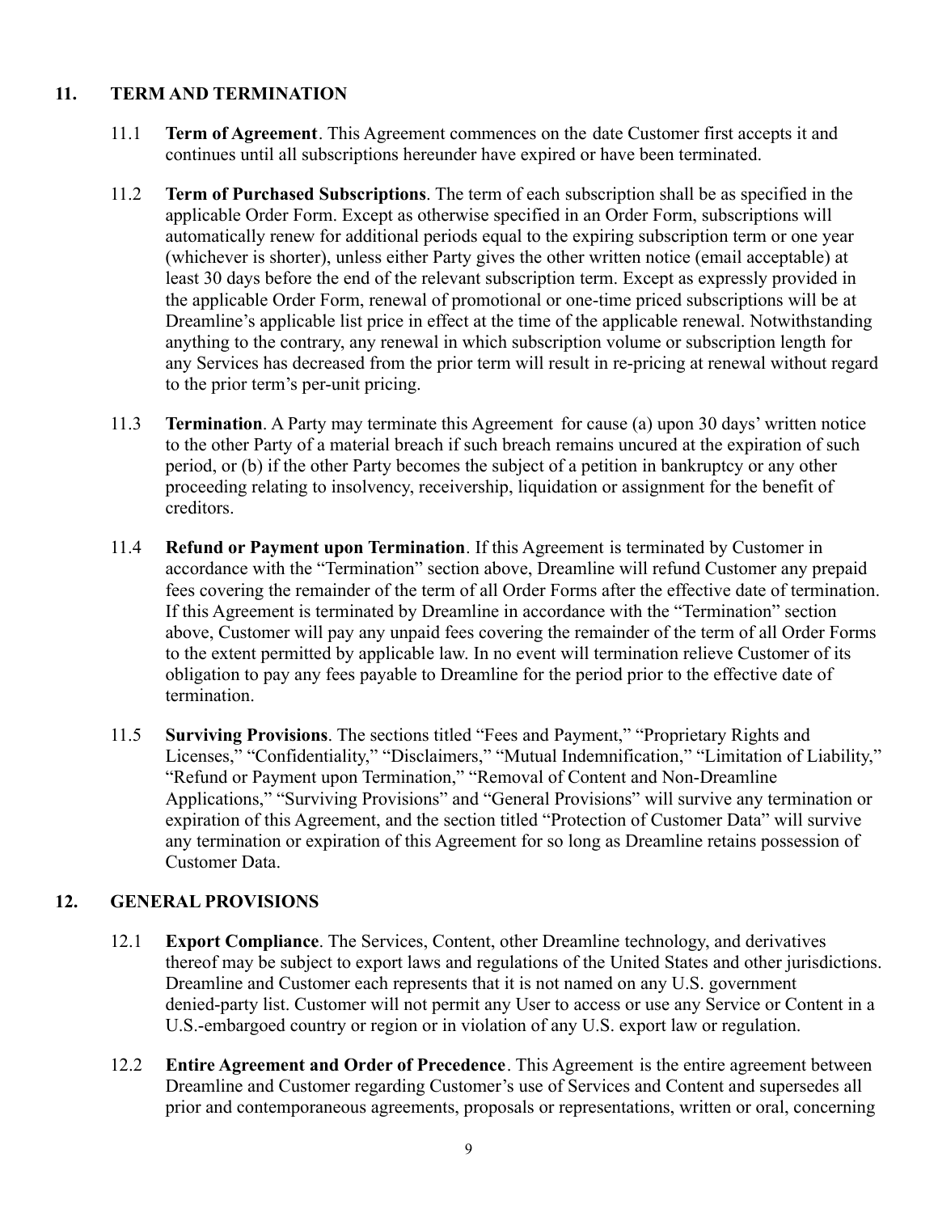## 11. TERM AND TERMINATION

11.1 **Term of Agreement**. This Agreement commences on the date Customer first accepts it and continues until all subscriptions hereunder have expired or have been terminated.

11.2 **Term of Purchased Subscriptions**. The term of each subscription shall be as specified in the applicable Order Form. Except as otherwise specified in an Order Form, subscriptions will automatically renew for additional periods equal to the expiring subscription term or one year (whichever is shorter), unless either Party gives the other written notice (email acceptable) at least 30 days before the end of the relevant subscription term. Except as expressly provided in the applicable Order Form, renewal of promotional or one-time priced subscriptions will be at Dreamline's applicable list price in effect at the time of the applicable renewal. Notwithstanding anything to the contrary, any renewal in which subscription volume or subscription length for any Services has decreased from the prior term will result in re-pricing at renewal without regard to the prior term's per-unit pricing.

11.3 **Termination**. A Party may terminate this Agreement for cause (a) upon 30 days' written notice to the other Party of a material breach if such breach remains uncured at the expiration of such period, or (b) if the other Party becomes the subject of a petition in bankruptcy or any other proceeding relating to insolvency, receivership, liquidation or assignment for the benefit of creditors.

11.4 **Refund or Payment upon Termination**. If this Agreement is terminated by Customer in accordance with the "Termination" section above, Dreamline will refund Customer any prepaid fees covering the remainder of the term of all Order Forms after the effective date of termination. If this Agreement is terminated by Dreamline in accordance with the "Termination" section above, Customer will pay any unpaid fees covering the remainder of the term of all Order Forms to the extent permitted by applicable law. In no event will termination relieve Customer of its obligation to pay any fees payable to Dreamline for the period prior to the effective date of termination.

11.5 **Surviving Provisions**. The sections titled "Fees and Payment," "Proprietary Rights and Licenses," "Confidentiality," "Disclaimers," "Mutual Indemnification," "Limitation of Liability," "Refund or Payment upon Termination," "Removal of Content and Non-Dreamline Applications," "Surviving Provisions" and "General Provisions" will survive any termination or expiration of this Agreement, and the section titled "Protection of Customer Data" will survive any termination or expiration of this Agreement for so long as Dreamline retains possession of Customer Data.

## 12. GENERAL PROVISIONS

12.1 **Export Compliance**. The Services, Content, other Dreamline technology, and derivatives thereof may be subject to export laws and regulations of the United States and other jurisdictions. Dreamline and Customer each represents that it is not named on any U.S. government denied-party list. Customer will not permit any User to access or use any Service or Content in a U.S.-embargoed country or region or in violation of any U.S. export law or regulation.

12.2 **Entire Agreement and Order of Precedence**. This Agreement is the entire agreement between Dreamline and Customer regarding Customer's use of Services and Content and supersedes all prior and contemporaneous agreements, proposals or representations, written or oral, concerning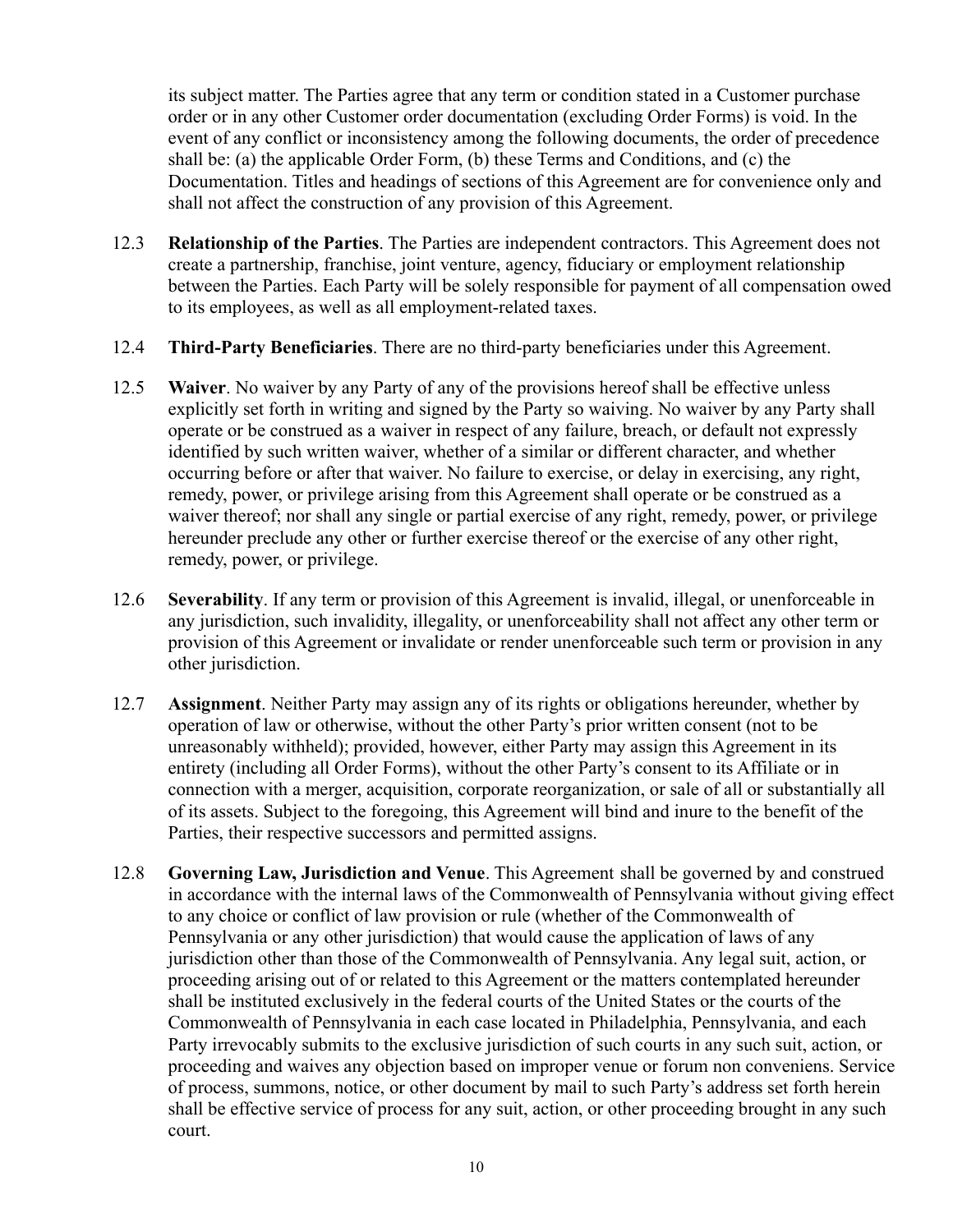its subject matter. The Parties agree that any term or condition stated in a Customer purchase order or in any other Customer order documentation (excluding Order Forms) is void. In the event of any conflict or inconsistency among the following documents, the order of precedence shall be: (a) the applicable Order Form, (b) these Terms and Conditions, and (c) the Documentation. Titles and headings of sections of this Agreement are for convenience only and shall not affect the construction of any provision of this Agreement.

12.3 **Relationship of the Parties**. The Parties are independent contractors. This Agreement does not create a partnership, franchise, joint venture, agency, fiduciary or employment relationship between the Parties. Each Party will be solely responsible for payment of all compensation owed to its employees, as well as all employment-related taxes.

12.4 **Third-Party Beneficiaries**. There are no third-party beneficiaries under this Agreement.

12.5 **Waiver**. No waiver by any Party of any of the provisions hereof shall be effective unless explicitly set forth in writing and signed by the Party so waiving. No waiver by any Party shall operate or be construed as a waiver in respect of any failure, breach, or default not expressly identified by such written waiver, whether of a similar or different character, and whether occurring before or after that waiver. No failure to exercise, or delay in exercising, any right, remedy, power, or privilege arising from this Agreement shall operate or be construed as a waiver thereof; nor shall any single or partial exercise of any right, remedy, power, or privilege hereunder preclude any other or further exercise thereof or the exercise of any other right, remedy, power, or privilege.

12.6 **Severability**. If any term or provision of this Agreement is invalid, illegal, or unenforceable in any jurisdiction, such invalidity, illegality, or unenforceability shall not affect any other term or provision of this Agreement or invalidate or render unenforceable such term or provision in any other jurisdiction.

12.7 **Assignment**. Neither Party may assign any of its rights or obligations hereunder, whether by operation of law or otherwise, without the other Party's prior written consent (not to be unreasonably withheld); provided, however, either Party may assign this Agreement in its entirety (including all Order Forms), without the other Party's consent to its Affiliate or in connection with a merger, acquisition, corporate reorganization, or sale of all or substantially all of its assets. Subject to the foregoing, this Agreement will bind and inure to the benefit of the Parties, their respective successors and permitted assigns.

12.8 **Governing Law, Jurisdiction and Venue**. This Agreement shall be governed by and construed in accordance with the internal laws of the Commonwealth of Pennsylvania without giving effect to any choice or conflict of law provision or rule (whether of the Commonwealth of Pennsylvania or any other jurisdiction) that would cause the application of laws of any jurisdiction other than those of the Commonwealth of Pennsylvania. Any legal suit, action, or proceeding arising out of or related to this Agreement or the matters contemplated hereunder shall be instituted exclusively in the federal courts of the United States or the courts of the Commonwealth of Pennsylvania in each case located in Philadelphia, Pennsylvania, and each Party irrevocably submits to the exclusive jurisdiction of such courts in any such suit, action, or proceeding and waives any objection based on improper venue or forum non conveniens. Service of process, summons, notice, or other document by mail to such Party's address set forth herein shall be effective service of process for any suit, action, or other proceeding brought in any such court.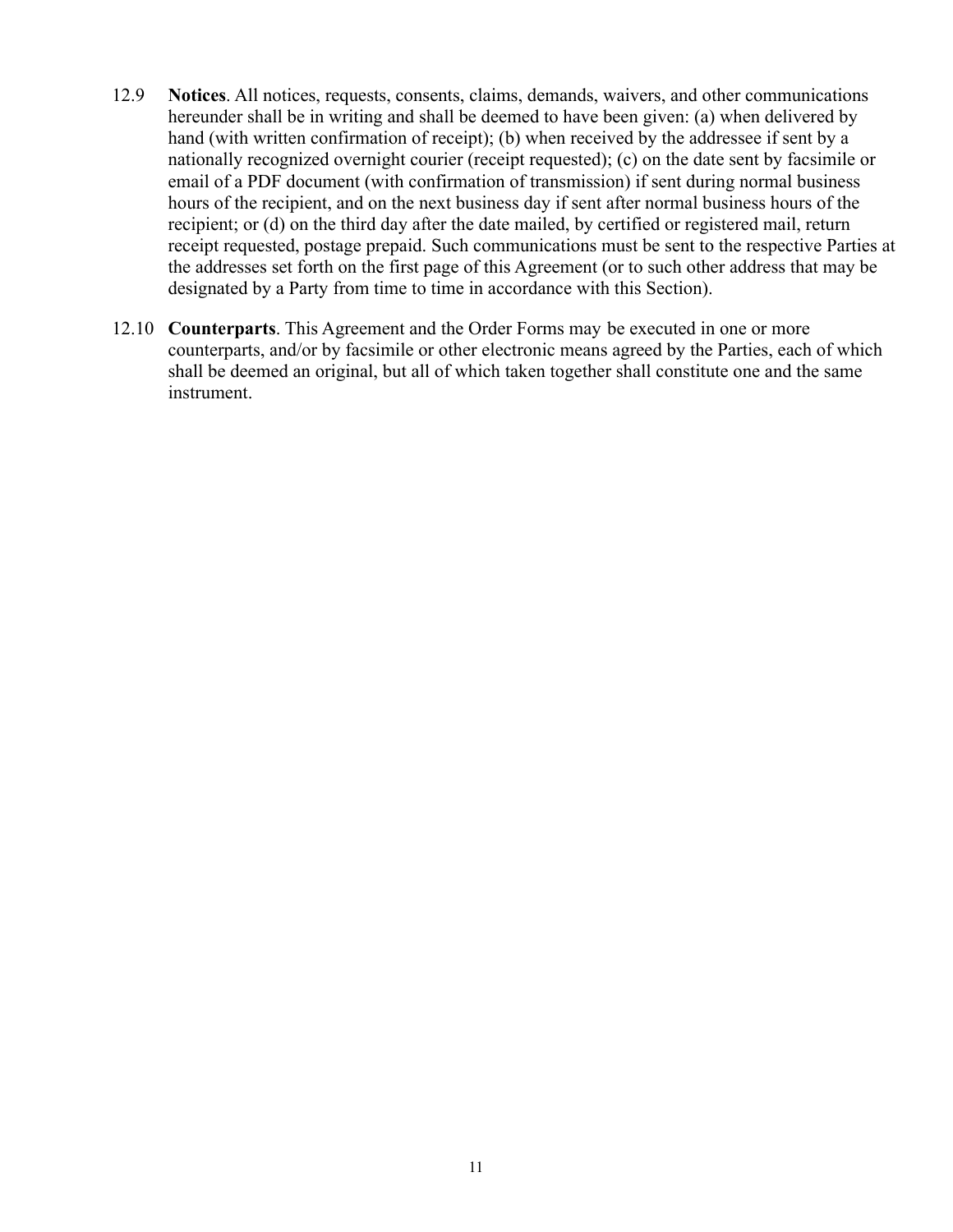12.9 **Notices**. All notices, requests, consents, claims, demands, waivers, and other communications hereunder shall be in writing and shall be deemed to have been given: (a) when delivered by hand (with written confirmation of receipt); (b) when received by the addressee if sent by a nationally recognized overnight courier (receipt requested); (c) on the date sent by facsimile or email of a PDF document (with confirmation of transmission) if sent during normal business hours of the recipient, and on the next business day if sent after normal business hours of the recipient; or (d) on the third day after the date mailed, by certified or registered mail, return receipt requested, postage prepaid. Such communications must be sent to the respective Parties at the addresses set forth on the first page of this Agreement (or to such other address that may be designated by a Party from time to time in accordance with this Section).

12.10 **Counterparts**. This Agreement and the Order Forms may be executed in one or more counterparts, and/or by facsimile or other electronic means agreed by the Parties, each of which shall be deemed an original, but all of which taken together shall constitute one and the same instrument.